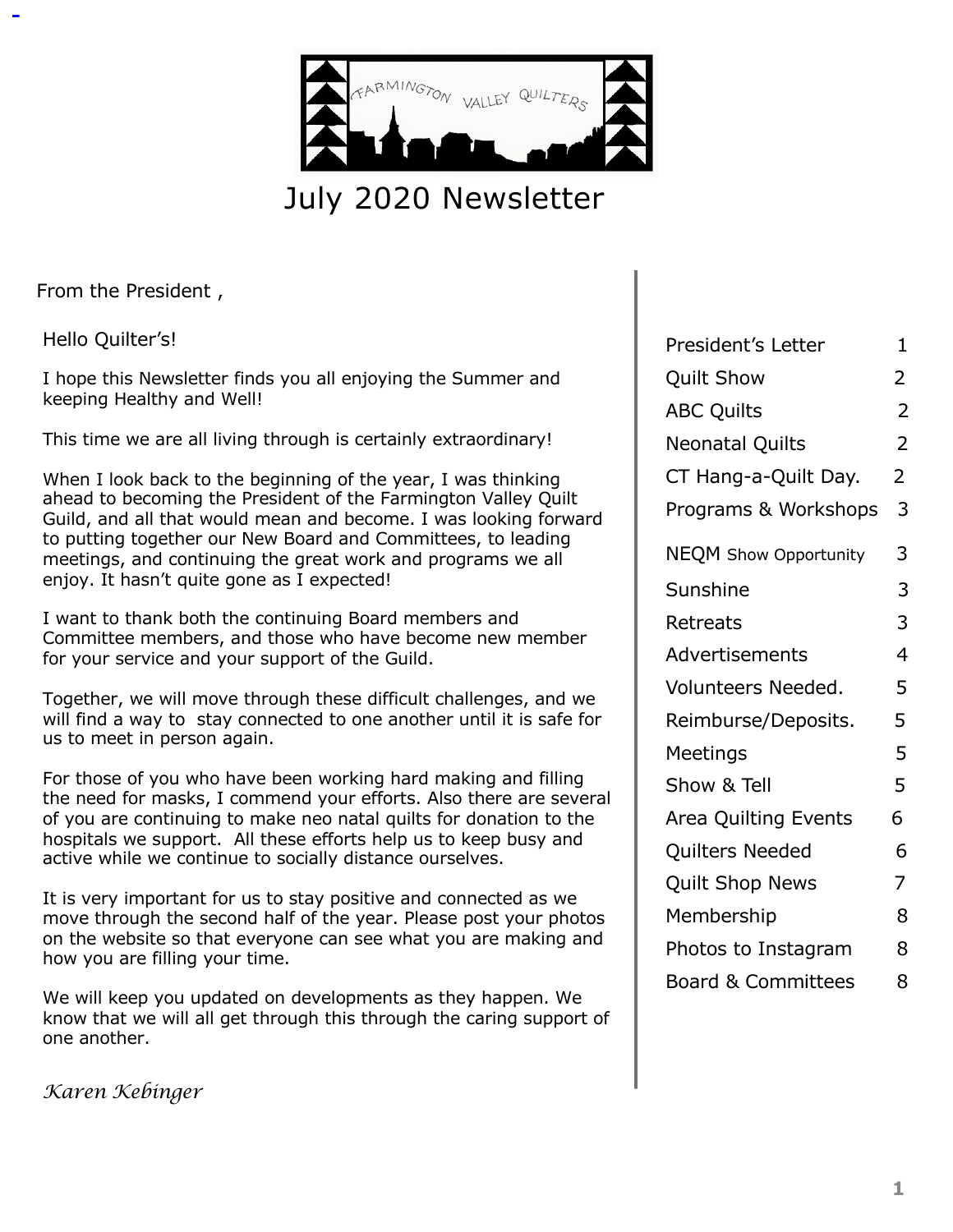FARMINGTON VALLEY QUILTERS

# July 2020 Newsletter

From the President ,

Hello Quilter's!

I hope this Newsletter finds you all enjoying the Summer and keeping Healthy and Well!

This time we are all living through is certainly extraordinary!

When I look back to the beginning of the year, I was thinking ahead to becoming the President of the Farmington Valley Quilt Guild, and all that would mean and become. I was looking forward to putting together our New Board and Committees, to leading meetings, and continuing the great work and programs we all enjoy. It hasn't quite gone as I expected!

I want to thank both the continuing Board members and Committee members, and those who have become new member for your service and your support of the Guild.

Together, we will move through these difficult challenges, and we will find a way to  stay connected to one another until it is safe for us to meet in person again.

For those of you who have been working hard making and filling the need for masks, I commend your efforts. Also there are several of you are continuing to make neo natal quilts for donation to the hospitals we support.  All these efforts help us to keep busy and active while we continue to socially distance ourselves.

It is very important for us to stay positive and connected as we move through the second half of the year. Please post your photos on the website so that everyone can see what you are making and how you are filling your time.

We will keep you updated on developments as they happen. We know that we will all get through this through the caring support of one another.

*Karen Kebinger*

| | |
|---|---|
| President's Letter | 1 |
| Quilt Show | 2 |
| ABC Quilts | 2 |
| Neonatal Quilts | 2 |
| CT Hang-a-Quilt Day. | 2 |
| Programs & Workshops | 3 |
| NEQM Show Opportunity | 3 |
| Sunshine | 3 |
| Retreats | 3 |
| Advertisements | 4 |
| Volunteers Needed. | 5 |
| Reimburse/Deposits. | 5 |
| Meetings | 5 |
| Show & Tell | 5 |
| Area Quilting Events | 6 |
| Quilters Needed | 6 |
| Quilt Shop News | 7 |
| Membership | 8 |
| Photos to Instagram | 8 |
| Board & Committees | 8 |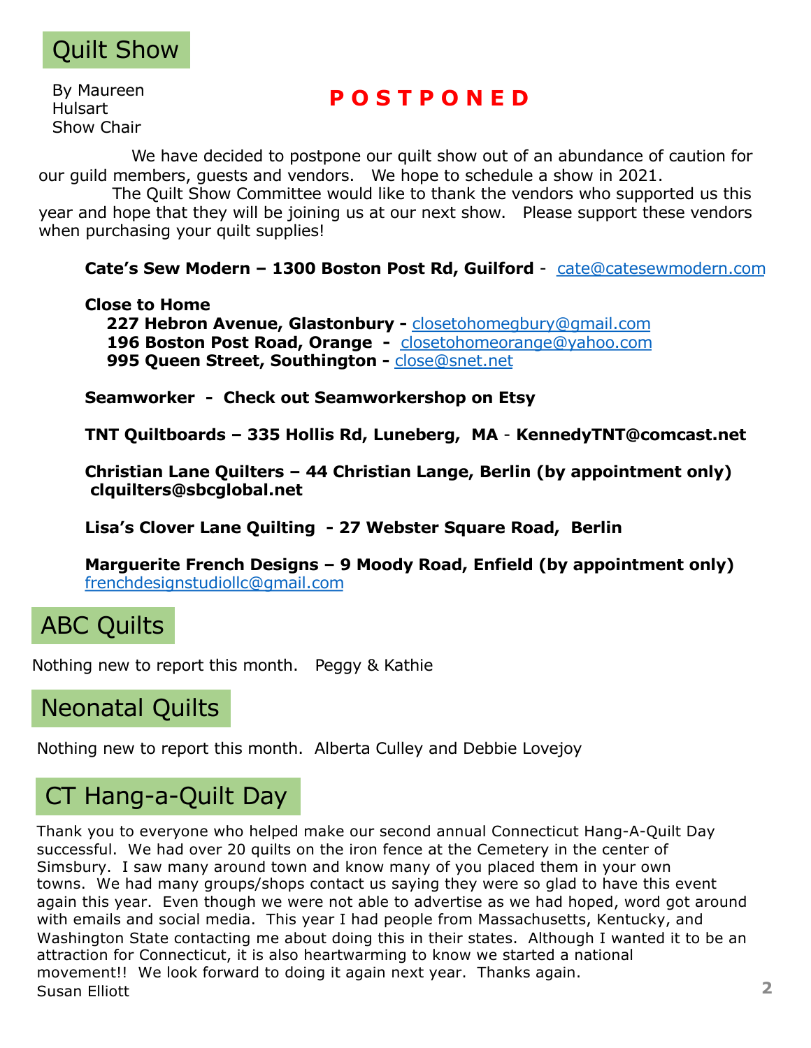## Quilt Show

By Maureen Hulsart
Show Chair

**POSTPONED**

We have decided to postpone our quilt show out of an abundance of caution for our guild members, guests and vendors. We hope to schedule a show in 2021.

The Quilt Show Committee would like to thank the vendors who supported us this year and hope that they will be joining us at our next show. Please support these vendors when purchasing your quilt supplies!

**Cate's Sew Modern – 1300 Boston Post Rd, Guilford** - cate@catesewmodern.com

**Close to Home**
**227 Hebron Avenue, Glastonbury -** closetohomegbury@gmail.com
**196 Boston Post Road, Orange -** closetohomeorange@yahoo.com
**995 Queen Street, Southington -** close@snet.net

**Seamworker - Check out Seamworkershop on Etsy**

**TNT Quiltboards – 335 Hollis Rd, Luneberg, MA - KennedyTNT@comcast.net**

**Christian Lane Quilters – 44 Christian Lange, Berlin (by appointment only) clquilters@sbcglobal.net**

**Lisa's Clover Lane Quilting - 27 Webster Square Road, Berlin**

**Marguerite French Designs – 9 Moody Road, Enfield (by appointment only)**
frenchdesignstudiollc@gmail.com

## ABC Quilts

Nothing new to report this month. Peggy & Kathie

## Neonatal Quilts

Nothing new to report this month. Alberta Culley and Debbie Lovejoy

## CT Hang-a-Quilt Day

Thank you to everyone who helped make our second annual Connecticut Hang-A-Quilt Day successful. We had over 20 quilts on the iron fence at the Cemetery in the center of Simsbury. I saw many around town and know many of you placed them in your own towns. We had many groups/shops contact us saying they were so glad to have this event again this year. Even though we were not able to advertise as we had hoped, word got around with emails and social media. This year I had people from Massachusetts, Kentucky, and Washington State contacting me about doing this in their states. Although I wanted it to be an attraction for Connecticut, it is also heartwarming to know we started a national movement!! We look forward to doing it again next year. Thanks again.
Susan Elliott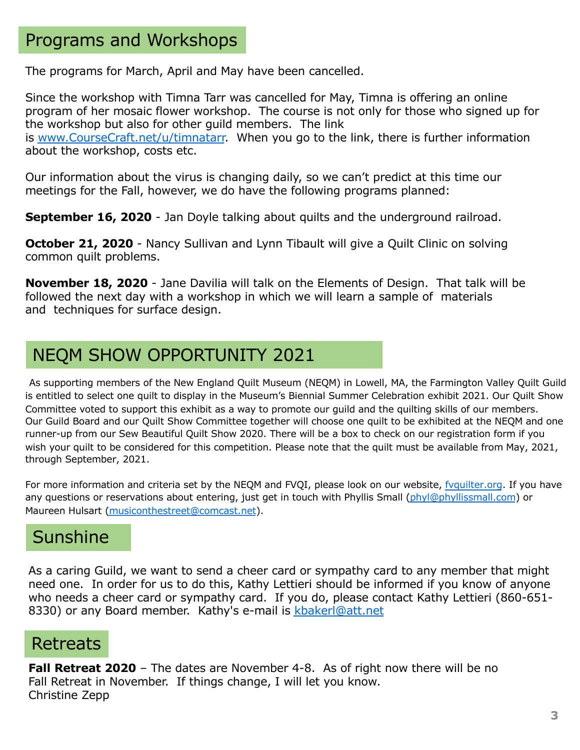## Programs and Workshops

The programs for March, April and May have been cancelled.

Since the workshop with Timna Tarr was cancelled for May, Timna is offering an online program of her mosaic flower workshop. The course is not only for those who signed up for the workshop but also for other guild members. The link is www.CourseCraft.net/u/timnatarr. When you go to the link, there is further information about the workshop, costs etc.

Our information about the virus is changing daily, so we can't predict at this time our meetings for the Fall, however, we do have the following programs planned:

**September 16, 2020** - Jan Doyle talking about quilts and the underground railroad.

**October 21, 2020** - Nancy Sullivan and Lynn Tibault will give a Quilt Clinic on solving common quilt problems.

**November 18, 2020** - Jane Davilia will talk on the Elements of Design. That talk will be followed the next day with a workshop in which we will learn a sample of materials and techniques for surface design.

## NEQM SHOW OPPORTUNITY 2021

As supporting members of the New England Quilt Museum (NEQM) in Lowell, MA, the Farmington Valley Quilt Guild is entitled to select one quilt to display in the Museum's Biennial Summer Celebration exhibit 2021. Our Quilt Show Committee voted to support this exhibit as a way to promote our guild and the quilting skills of our members. Our Guild Board and our Quilt Show Committee together will choose one quilt to be exhibited at the NEQM and one runner-up from our Sew Beautiful Quilt Show 2020. There will be a box to check on our registration form if you wish your quilt to be considered for this competition. Please note that the quilt must be available from May, 2021, through September, 2021.

For more information and criteria set by the NEQM and FVQI, please look on our website, fvquilter.org. If you have any questions or reservations about entering, just get in touch with Phyllis Small (phyl@phyllissmall.com) or Maureen Hulsart (musiconthestreet@comcast.net).

## Sunshine

As a caring Guild, we want to send a cheer card or sympathy card to any member that might need one. In order for us to do this, Kathy Lettieri should be informed if you know of anyone who needs a cheer card or sympathy card. If you do, please contact Kathy Lettieri (860-651-8330) or any Board member. Kathy's e-mail is kbakerl@att.net

## Retreats

**Fall Retreat 2020** – The dates are November 4-8. As of right now there will be no Fall Retreat in November. If things change, I will let you know.
Christine Zepp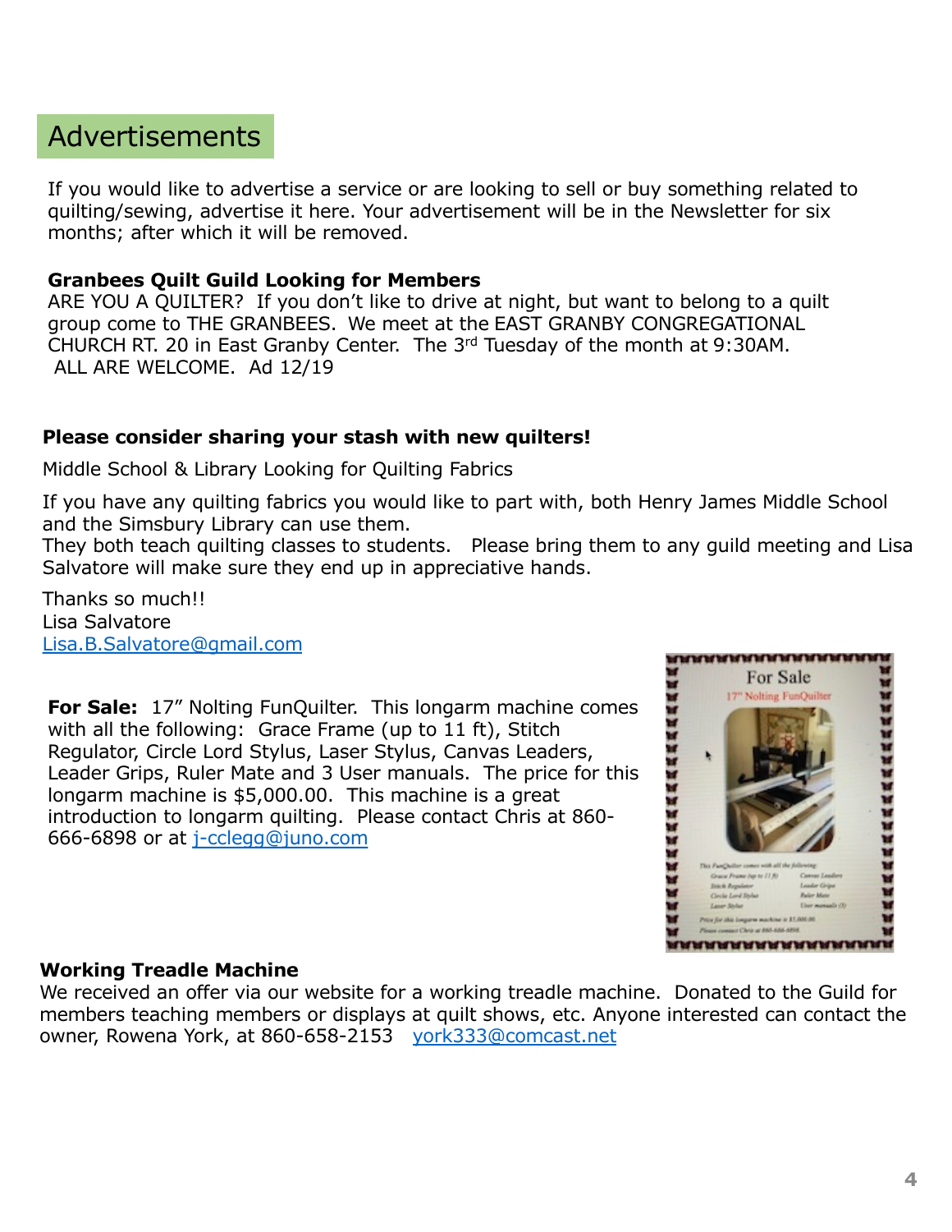## Advertisements

If you would like to advertise a service or are looking to sell or buy something related to quilting/sewing, advertise it here. Your advertisement will be in the Newsletter for six months; after which it will be removed.

**Granbees Quilt Guild Looking for Members**
ARE YOU A QUILTER? If you don't like to drive at night, but want to belong to a quilt group come to THE GRANBEES. We meet at the EAST GRANBY CONGREGATIONAL CHURCH RT. 20 in East Granby Center. The 3rd Tuesday of the month at 9:30AM.
ALL ARE WELCOME. Ad 12/19

**Please consider sharing your stash with new quilters!**

Middle School & Library Looking for Quilting Fabrics

If you have any quilting fabrics you would like to part with, both Henry James Middle School and the Simsbury Library can use them.
They both teach quilting classes to students. Please bring them to any guild meeting and Lisa Salvatore will make sure they end up in appreciative hands.

Thanks so much!!
Lisa Salvatore
Lisa.B.Salvatore@gmail.com

**For Sale:** 17" Nolting FunQuilter. This longarm machine comes with all the following: Grace Frame (up to 11 ft), Stitch Regulator, Circle Lord Stylus, Laser Stylus, Canvas Leaders, Leader Grips, Ruler Mate and 3 User manuals. The price for this longarm machine is $5,000.00. This machine is a great introduction to longarm quilting. Please contact Chris at 860-666-6898 or at j-cclegg@juno.com

**Working Treadle Machine**
We received an offer via our website for a working treadle machine. Donated to the Guild for members teaching members or displays at quilt shows, etc. Anyone interested can contact the owner, Rowena York, at 860-658-2153 york333@comcast.net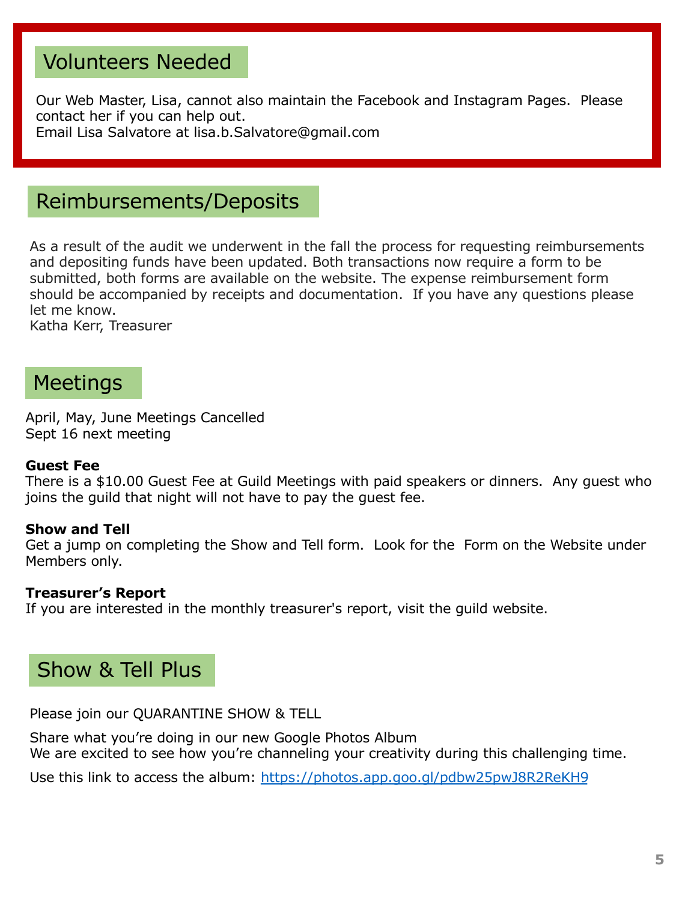## Volunteers Needed

Our Web Master, Lisa, cannot also maintain the Facebook and Instagram Pages. Please contact her if you can help out.
Email Lisa Salvatore at lisa.b.Salvatore@gmail.com

## Reimbursements/Deposits

As a result of the audit we underwent in the fall the process for requesting reimbursements and depositing funds have been updated. Both transactions now require a form to be submitted, both forms are available on the website. The expense reimbursement form should be accompanied by receipts and documentation. If you have any questions please let me know.
Katha Kerr, Treasurer

## Meetings

April, May, June Meetings Cancelled
Sept 16 next meeting

**Guest Fee**
There is a $10.00 Guest Fee at Guild Meetings with paid speakers or dinners. Any guest who joins the guild that night will not have to pay the guest fee.

**Show and Tell**
Get a jump on completing the Show and Tell form. Look for the Form on the Website under Members only.

**Treasurer's Report**
If you are interested in the monthly treasurer's report, visit the guild website.

## Show & Tell Plus

Please join our QUARANTINE SHOW & TELL

Share what you're doing in our new Google Photos Album
We are excited to see how you're channeling your creativity during this challenging time.

Use this link to access the album: [https://photos.app.goo.gl/pdbw25pwJ8R2ReKH9](https://photos.app.goo.gl/pdbw25pwJ8R2ReKH9)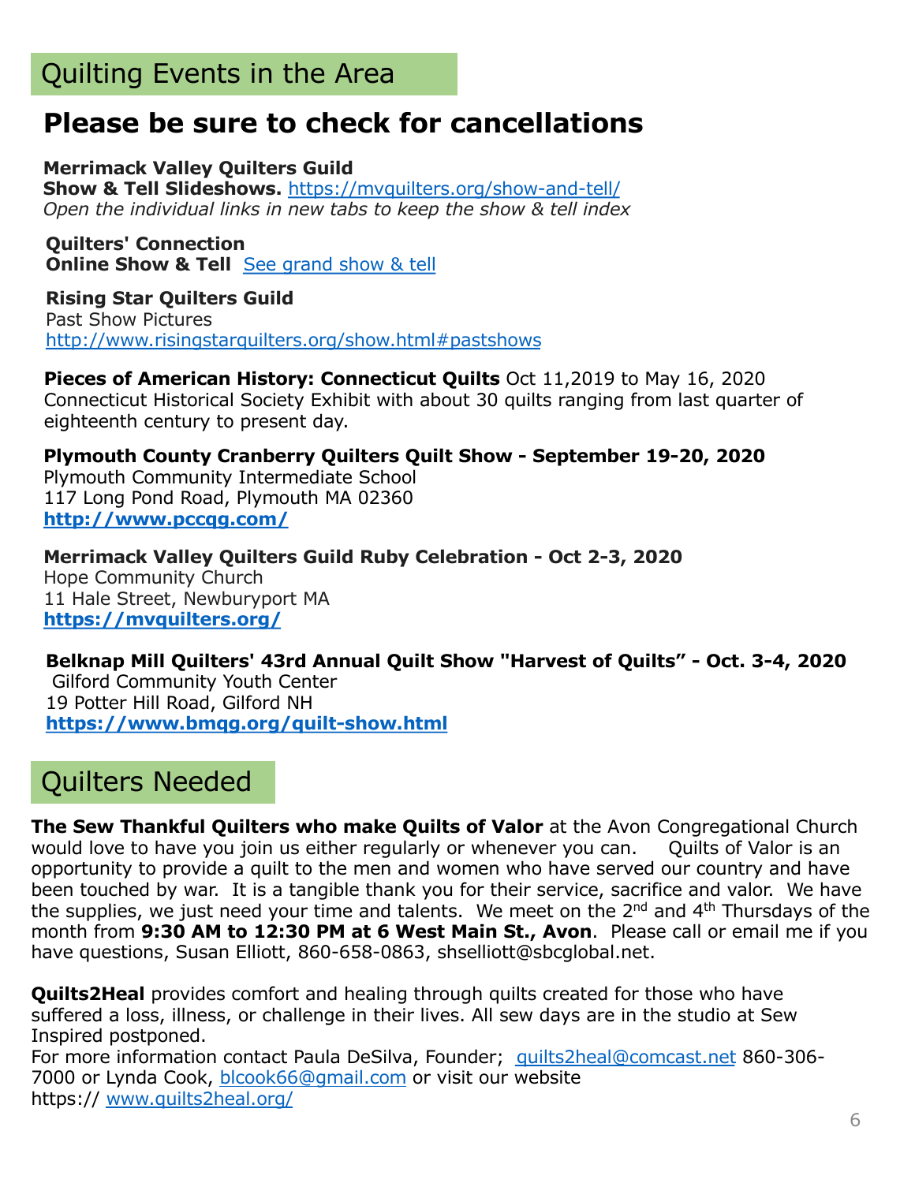## Quilting Events in the Area

# Please be sure to check for cancellations

**Merrimack Valley Quilters Guild**
**Show & Tell Slideshows.** https://mvquilters.org/show-and-tell/
*Open the individual links in new tabs to keep the show & tell index*

**Quilters' Connection**
**Online Show & Tell** See grand show & tell

**Rising Star Quilters Guild**
Past Show Pictures
http://www.risingstarquilters.org/show.html#pastshows

**Pieces of American History: Connecticut Quilts** Oct 11,2019 to May 16, 2020
Connecticut Historical Society Exhibit with about 30 quilts ranging from last quarter of eighteenth century to present day.

**Plymouth County Cranberry Quilters Quilt Show - September 19-20, 2020**
Plymouth Community Intermediate School
117 Long Pond Road, Plymouth MA 02360
**http://www.pccqg.com/**

**Merrimack Valley Quilters Guild Ruby Celebration - Oct 2-3, 2020**
Hope Community Church
11 Hale Street, Newburyport MA
**https://mvquilters.org/**

**Belknap Mill Quilters' 43rd Annual Quilt Show "Harvest of Quilts" - Oct. 3-4, 2020**
Gilford Community Youth Center
19 Potter Hill Road, Gilford NH
**https://www.bmqg.org/quilt-show.html**

## Quilters Needed

**The Sew Thankful Quilters who make Quilts of Valor** at the Avon Congregational Church would love to have you join us either regularly or whenever you can. Quilts of Valor is an opportunity to provide a quilt to the men and women who have served our country and have been touched by war. It is a tangible thank you for their service, sacrifice and valor. We have the supplies, we just need your time and talents. We meet on the 2nd and 4th Thursdays of the month from **9:30 AM to 12:30 PM at 6 West Main St., Avon**. Please call or email me if you have questions, Susan Elliott, 860-658-0863, shselliott@sbcglobal.net.

**Quilts2Heal** provides comfort and healing through quilts created for those who have suffered a loss, illness, or challenge in their lives. All sew days are in the studio at Sew Inspired postponed.
For more information contact Paula DeSilva, Founder; quilts2heal@comcast.net 860-306-7000 or Lynda Cook, blcook66@gmail.com or visit our website https:// www.quilts2heal.org/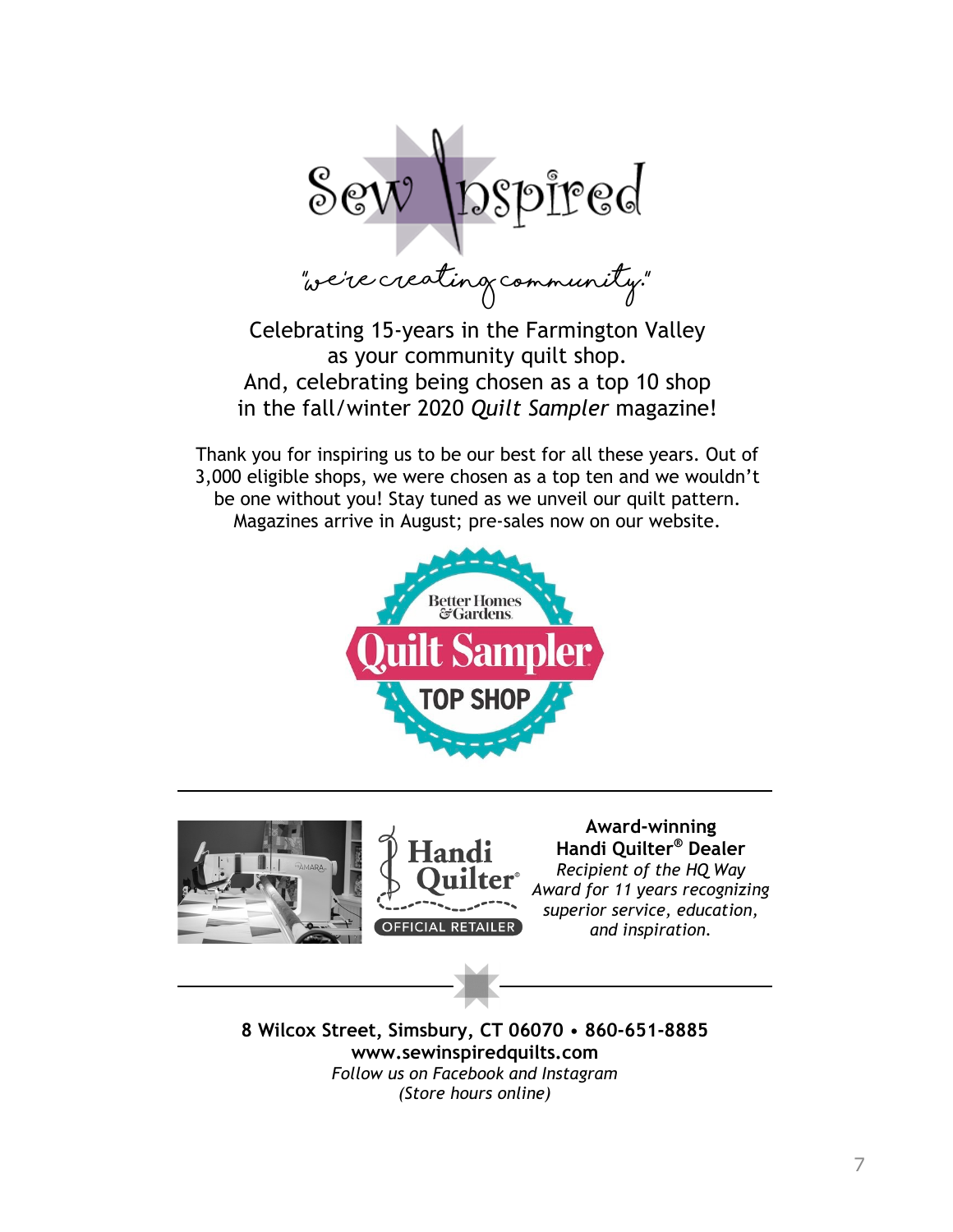# Sew Inspired

*"we're creating community."*

Celebrating 15-years in the Farmington Valley
as your community quilt shop.
And, celebrating being chosen as a top 10 shop
in the fall/winter 2020 *Quilt Sampler* magazine!

Thank you for inspiring us to be our best for all these years. Out of 3,000 eligible shops, we were chosen as a top ten and we wouldn't be one without you! Stay tuned as we unveil our quilt pattern. Magazines arrive in August; pre-sales now on our website.

Better Homes & Gardens
Quilt Sampler
TOP SHOP

Handi Quilter®
OFFICIAL RETAILER

**Award-winning**
**Handi Quilter® Dealer**
*Recipient of the HQ Way Award for 11 years recognizing superior service, education, and inspiration.*

**8 Wilcox Street, Simsbury, CT 06070 • 860-651-8885**
**www.sewinspiredquilts.com**
*Follow us on Facebook and Instagram*
*(Store hours online)*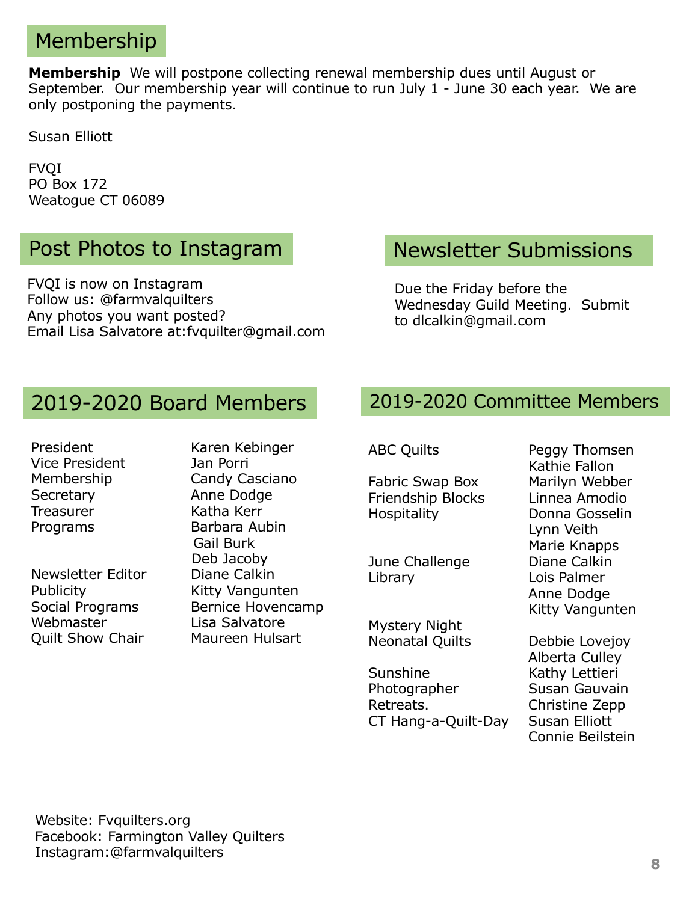## Membership

**Membership** We will postpone collecting renewal membership dues until August or September. Our membership year will continue to run July 1 - June 30 each year. We are only postponing the payments.

Susan Elliott

FVQI
PO Box 172
Weatogue CT 06089

## Post Photos to Instagram

FVQI is now on Instagram
Follow us: @farmvalquilters
Any photos you want posted?
Email Lisa Salvatore at:fvquilter@gmail.com

## Newsletter Submissions

Due the Friday before the Wednesday Guild Meeting. Submit to dlcalkin@gmail.com

## 2019-2020 Board Members

| | |
|---|---|
| President | Karen Kebinger |
| Vice President | Jan Porri |
| Membership | Candy Casciano |
| Secretary | Anne Dodge |
| Treasurer | Katha Kerr |
| Programs | Barbara Aubin |
| | Gail Burk |
| | Deb Jacoby |
| Newsletter Editor | Diane Calkin |
| Publicity | Kitty Vangunten |
| Social Programs | Bernice Hovencamp |
| Webmaster | Lisa Salvatore |
| Quilt Show Chair | Maureen Hulsart |

## 2019-2020 Committee Members

| | |
|---|---|
| ABC Quilts | Peggy Thomsen |
| | Kathie Fallon |
| Fabric Swap Box | Marilyn Webber |
| Friendship Blocks | Linnea Amodio |
| Hospitality | Donna Gosselin |
| | Lynn Veith |
| | Marie Knapps |
| June Challenge | Diane Calkin |
| Library | Lois Palmer |
| | Anne Dodge |
| | Kitty Vangunten |
| Mystery Night | Debbie Lovejoy |
| Neonatal Quilts | Alberta Culley |
| Sunshine | Kathy Lettieri |
| Photographer | Susan Gauvain |
| Retreats. | Christine Zepp |
| CT Hang-a-Quilt-Day | Susan Elliott |
| | Connie Beilstein |

Website: Fvquilters.org
Facebook: Farmington Valley Quilters
Instagram:@farmvalquilters